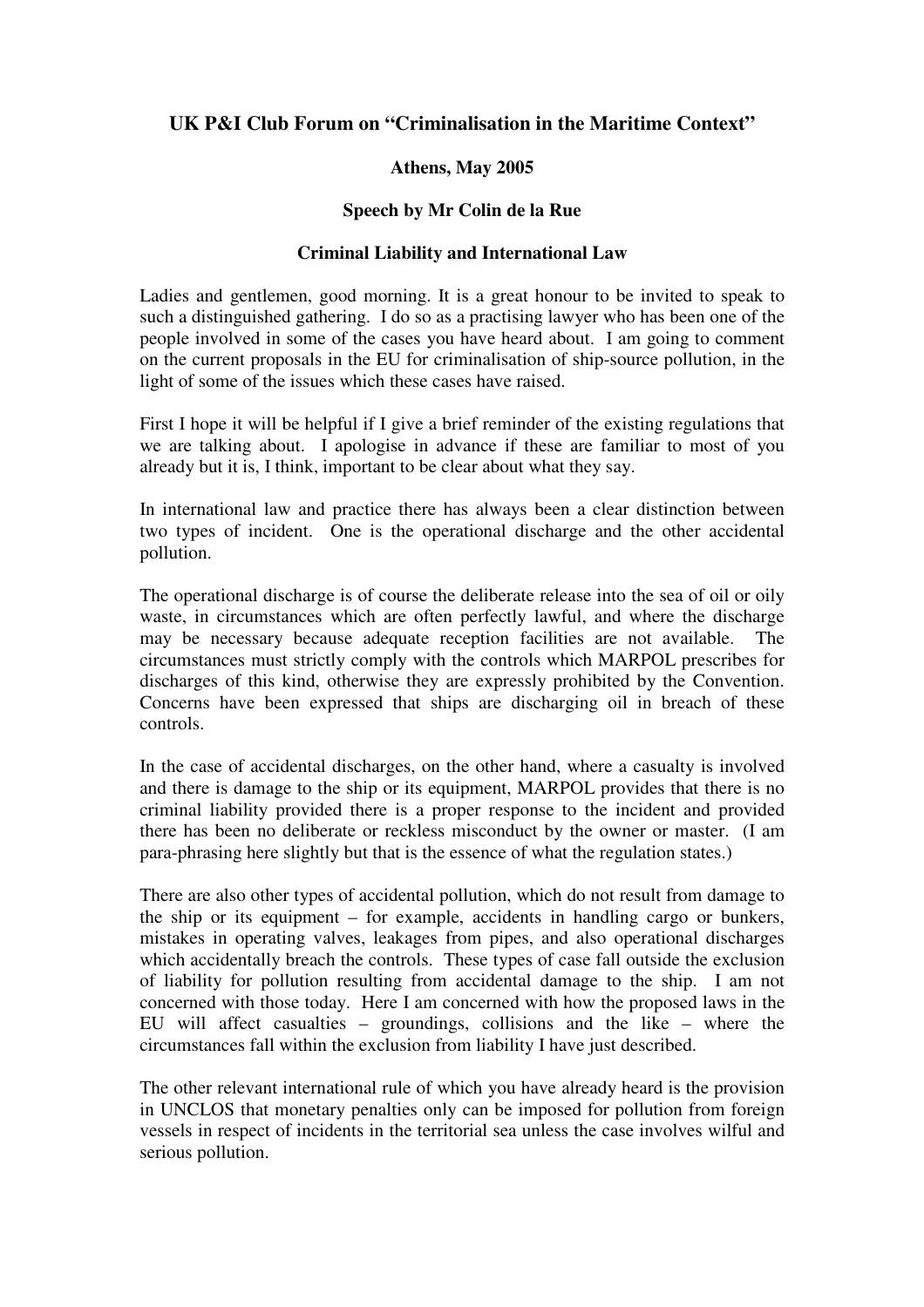# UK P&I Club Forum on "Criminalisation in the Maritime Context"

## Athens, May 2005

### Speech by Mr Colin de la Rue

### Criminal Liability and International Law

Ladies and gentlemen, good morning. It is a great honour to be invited to speak to such a distinguished gathering. I do so as a practising lawyer who has been one of the people involved in some of the cases you have heard about. I am going to comment on the current proposals in the EU for criminalisation of ship-source pollution, in the light of some of the issues which these cases have raised.

First I hope it will be helpful if I give a brief reminder of the existing regulations that we are talking about. I apologise in advance if these are familiar to most of you already but it is, I think, important to be clear about what they say.

In international law and practice there has always been a clear distinction between two types of incident. One is the operational discharge and the other accidental pollution.

The operational discharge is of course the deliberate release into the sea of oil or oily waste, in circumstances which are often perfectly lawful, and where the discharge may be necessary because adequate reception facilities are not available. The circumstances must strictly comply with the controls which MARPOL prescribes for discharges of this kind, otherwise they are expressly prohibited by the Convention. Concerns have been expressed that ships are discharging oil in breach of these controls.

In the case of accidental discharges, on the other hand, where a casualty is involved and there is damage to the ship or its equipment, MARPOL provides that there is no criminal liability provided there is a proper response to the incident and provided there has been no deliberate or reckless misconduct by the owner or master. (I am para-phrasing here slightly but that is the essence of what the regulation states.)

There are also other types of accidental pollution, which do not result from damage to the ship or its equipment – for example, accidents in handling cargo or bunkers, mistakes in operating valves, leakages from pipes, and also operational discharges which accidentally breach the controls. These types of case fall outside the exclusion of liability for pollution resulting from accidental damage to the ship. I am not concerned with those today. Here I am concerned with how the proposed laws in the EU will affect casualties – groundings, collisions and the like – where the circumstances fall within the exclusion from liability I have just described.

The other relevant international rule of which you have already heard is the provision in UNCLOS that monetary penalties only can be imposed for pollution from foreign vessels in respect of incidents in the territorial sea unless the case involves wilful and serious pollution.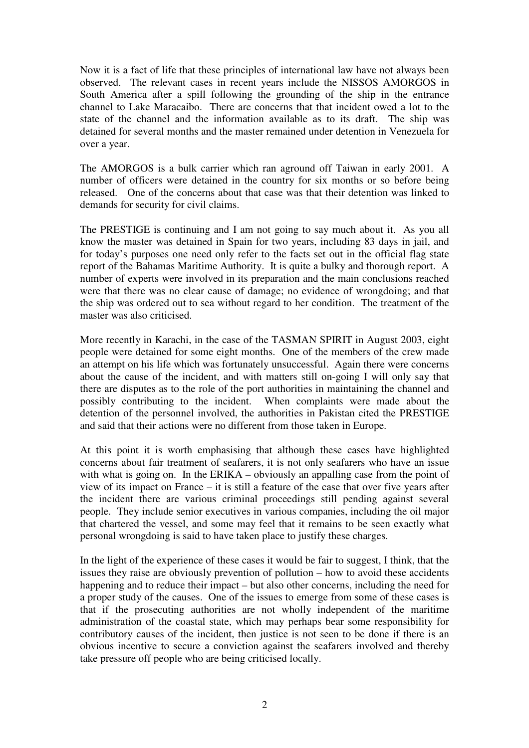Now it is a fact of life that these principles of international law have not always been observed. The relevant cases in recent years include the NISSOS AMORGOS in South America after a spill following the grounding of the ship in the entrance channel to Lake Maracaibo. There are concerns that that incident owed a lot to the state of the channel and the information available as to its draft. The ship was detained for several months and the master remained under detention in Venezuela for over a year.

The AMORGOS is a bulk carrier which ran aground off Taiwan in early 2001. A number of officers were detained in the country for six months or so before being released. One of the concerns about that case was that their detention was linked to demands for security for civil claims.

The PRESTIGE is continuing and I am not going to say much about it. As you all know the master was detained in Spain for two years, including 83 days in jail, and for today's purposes one need only refer to the facts set out in the official flag state report of the Bahamas Maritime Authority. It is quite a bulky and thorough report. A number of experts were involved in its preparation and the main conclusions reached were that there was no clear cause of damage; no evidence of wrongdoing; and that the ship was ordered out to sea without regard to her condition. The treatment of the master was also criticised.

More recently in Karachi, in the case of the TASMAN SPIRIT in August 2003, eight people were detained for some eight months. One of the members of the crew made an attempt on his life which was fortunately unsuccessful. Again there were concerns about the cause of the incident, and with matters still on-going I will only say that there are disputes as to the role of the port authorities in maintaining the channel and possibly contributing to the incident. When complaints were made about the detention of the personnel involved, the authorities in Pakistan cited the PRESTIGE and said that their actions were no different from those taken in Europe.

At this point it is worth emphasising that although these cases have highlighted concerns about fair treatment of seafarers, it is not only seafarers who have an issue with what is going on. In the ERIKA – obviously an appalling case from the point of view of its impact on France – it is still a feature of the case that over five years after the incident there are various criminal proceedings still pending against several people. They include senior executives in various companies, including the oil major that chartered the vessel, and some may feel that it remains to be seen exactly what personal wrongdoing is said to have taken place to justify these charges.

In the light of the experience of these cases it would be fair to suggest, I think, that the issues they raise are obviously prevention of pollution – how to avoid these accidents happening and to reduce their impact – but also other concerns, including the need for a proper study of the causes. One of the issues to emerge from some of these cases is that if the prosecuting authorities are not wholly independent of the maritime administration of the coastal state, which may perhaps bear some responsibility for contributory causes of the incident, then justice is not seen to be done if there is an obvious incentive to secure a conviction against the seafarers involved and thereby take pressure off people who are being criticised locally.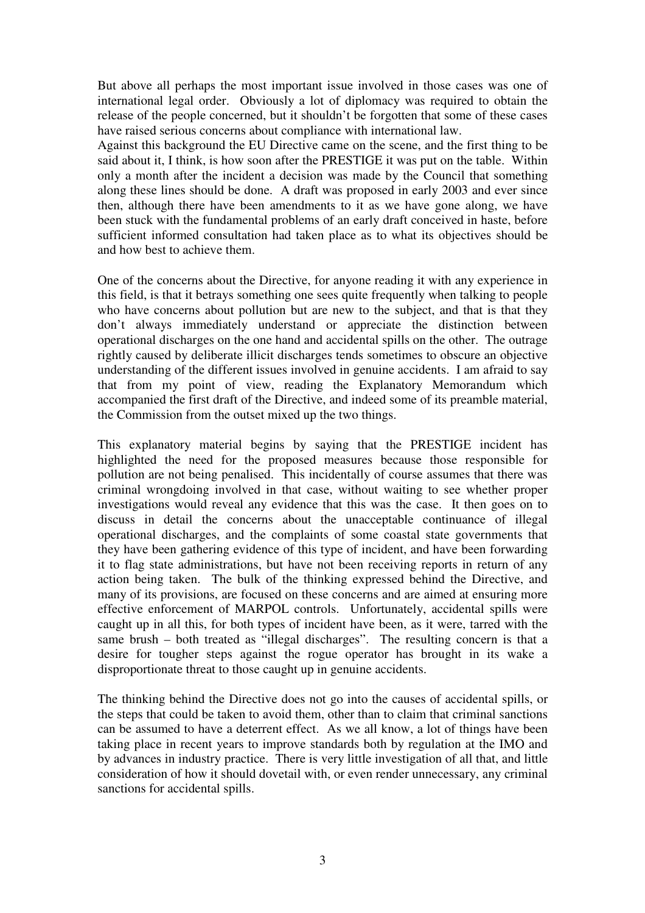But above all perhaps the most important issue involved in those cases was one of international legal order. Obviously a lot of diplomacy was required to obtain the release of the people concerned, but it shouldn't be forgotten that some of these cases have raised serious concerns about compliance with international law.

Against this background the EU Directive came on the scene, and the first thing to be said about it, I think, is how soon after the PRESTIGE it was put on the table. Within only a month after the incident a decision was made by the Council that something along these lines should be done. A draft was proposed in early 2003 and ever since then, although there have been amendments to it as we have gone along, we have been stuck with the fundamental problems of an early draft conceived in haste, before sufficient informed consultation had taken place as to what its objectives should be and how best to achieve them.

One of the concerns about the Directive, for anyone reading it with any experience in this field, is that it betrays something one sees quite frequently when talking to people who have concerns about pollution but are new to the subject, and that is that they don't always immediately understand or appreciate the distinction between operational discharges on the one hand and accidental spills on the other. The outrage rightly caused by deliberate illicit discharges tends sometimes to obscure an objective understanding of the different issues involved in genuine accidents. I am afraid to say that from my point of view, reading the Explanatory Memorandum which accompanied the first draft of the Directive, and indeed some of its preamble material, the Commission from the outset mixed up the two things.

This explanatory material begins by saying that the PRESTIGE incident has highlighted the need for the proposed measures because those responsible for pollution are not being penalised. This incidentally of course assumes that there was criminal wrongdoing involved in that case, without waiting to see whether proper investigations would reveal any evidence that this was the case. It then goes on to discuss in detail the concerns about the unacceptable continuance of illegal operational discharges, and the complaints of some coastal state governments that they have been gathering evidence of this type of incident, and have been forwarding it to flag state administrations, but have not been receiving reports in return of any action being taken. The bulk of the thinking expressed behind the Directive, and many of its provisions, are focused on these concerns and are aimed at ensuring more effective enforcement of MARPOL controls. Unfortunately, accidental spills were caught up in all this, for both types of incident have been, as it were, tarred with the same brush – both treated as "illegal discharges". The resulting concern is that a desire for tougher steps against the rogue operator has brought in its wake a disproportionate threat to those caught up in genuine accidents.

The thinking behind the Directive does not go into the causes of accidental spills, or the steps that could be taken to avoid them, other than to claim that criminal sanctions can be assumed to have a deterrent effect. As we all know, a lot of things have been taking place in recent years to improve standards both by regulation at the IMO and by advances in industry practice. There is very little investigation of all that, and little consideration of how it should dovetail with, or even render unnecessary, any criminal sanctions for accidental spills.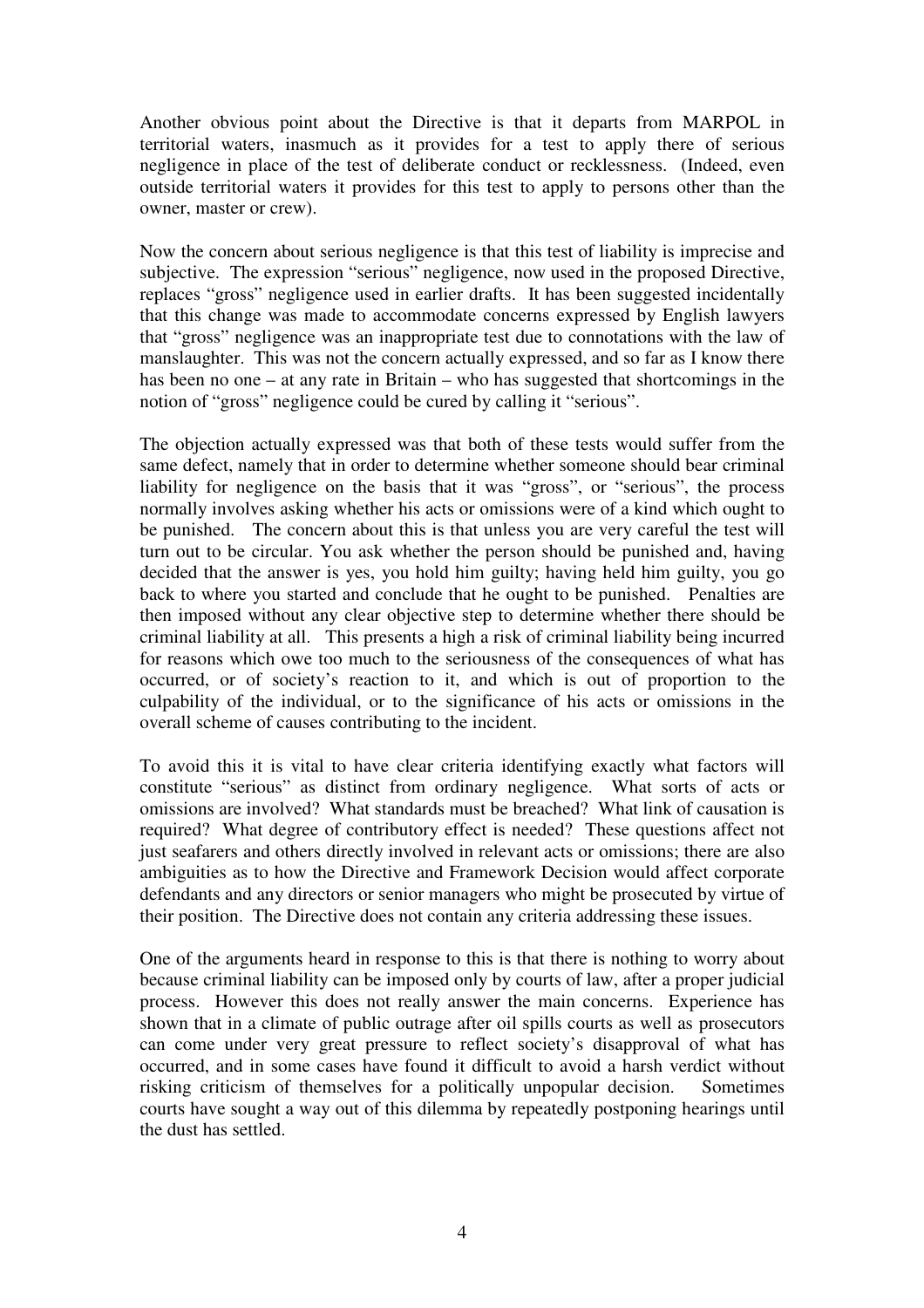Another obvious point about the Directive is that it departs from MARPOL in territorial waters, inasmuch as it provides for a test to apply there of serious negligence in place of the test of deliberate conduct or recklessness. (Indeed, even outside territorial waters it provides for this test to apply to persons other than the owner, master or crew).

Now the concern about serious negligence is that this test of liability is imprecise and subjective. The expression "serious" negligence, now used in the proposed Directive, replaces "gross" negligence used in earlier drafts. It has been suggested incidentally that this change was made to accommodate concerns expressed by English lawyers that "gross" negligence was an inappropriate test due to connotations with the law of manslaughter. This was not the concern actually expressed, and so far as I know there has been no one – at any rate in Britain – who has suggested that shortcomings in the notion of "gross" negligence could be cured by calling it "serious".

The objection actually expressed was that both of these tests would suffer from the same defect, namely that in order to determine whether someone should bear criminal liability for negligence on the basis that it was "gross", or "serious", the process normally involves asking whether his acts or omissions were of a kind which ought to be punished. The concern about this is that unless you are very careful the test will turn out to be circular. You ask whether the person should be punished and, having decided that the answer is yes, you hold him guilty; having held him guilty, you go back to where you started and conclude that he ought to be punished. Penalties are then imposed without any clear objective step to determine whether there should be criminal liability at all. This presents a high risk of criminal liability being incurred for reasons which owe too much to the seriousness of the consequences of what has occurred, or of society's reaction to it, and which is out of proportion to the culpability of the individual, or to the significance of his acts or omissions in the overall scheme of causes contributing to the incident.

To avoid this it is vital to have clear criteria identifying exactly what factors will constitute "serious" as distinct from ordinary negligence. What sorts of acts or omissions are involved? What standards must be breached? What link of causation is required? What degree of contributory effect is needed? These questions affect not just seafarers and others directly involved in relevant acts or omissions; there are also ambiguities as to how the Directive and Framework Decision would affect corporate defendants and any directors or senior managers who might be prosecuted by virtue of their position. The Directive does not contain any criteria addressing these issues.

One of the arguments heard in response to this is that there is nothing to worry about because criminal liability can be imposed only by courts of law, after a proper judicial process. However this does not really answer the main concerns. Experience has shown that in a climate of public outrage after oil spills courts as well as prosecutors can come under very great pressure to reflect society's disapproval of what has occurred, and in some cases have found it difficult to avoid a harsh verdict without risking criticism of themselves for a politically unpopular decision. Sometimes courts have sought a way out of this dilemma by repeatedly postponing hearings until the dust has settled.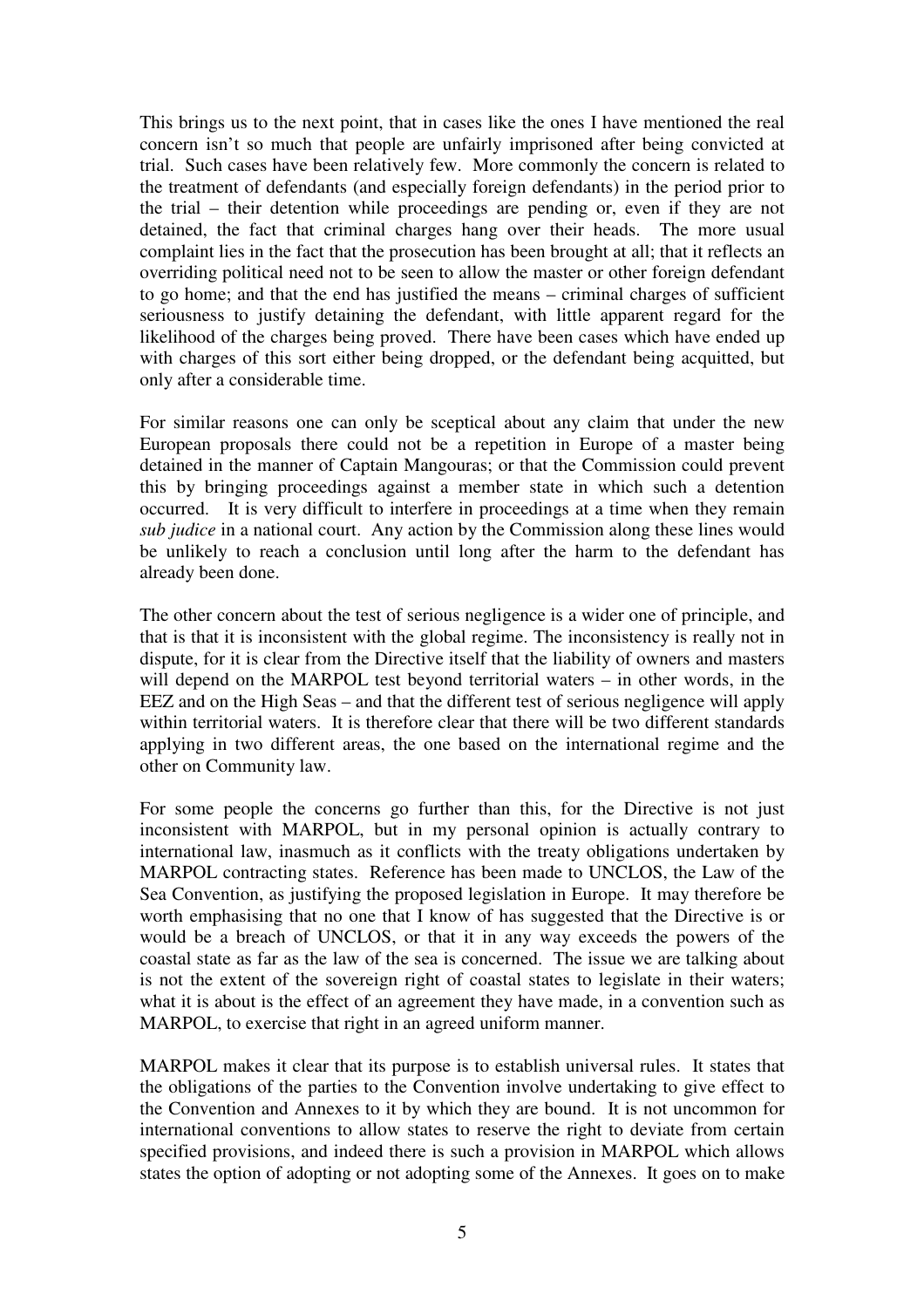This brings us to the next point, that in cases like the ones I have mentioned the real concern isn't so much that people are unfairly imprisoned after being convicted at trial. Such cases have been relatively few. More commonly the concern is related to the treatment of defendants (and especially foreign defendants) in the period prior to the trial – their detention while proceedings are pending or, even if they are not detained, the fact that criminal charges hang over their heads. The more usual complaint lies in the fact that the prosecution has been brought at all; that it reflects an overriding political need not to be seen to allow the master or other foreign defendant to go home; and that the end has justified the means – criminal charges of sufficient seriousness to justify detaining the defendant, with little apparent regard for the likelihood of the charges being proved. There have been cases which have ended up with charges of this sort either being dropped, or the defendant being acquitted, but only after a considerable time.

For similar reasons one can only be sceptical about any claim that under the new European proposals there could not be a repetition in Europe of a master being detained in the manner of Captain Mangouras; or that the Commission could prevent this by bringing proceedings against a member state in which such a detention occurred. It is very difficult to interfere in proceedings at a time when they remain *sub judice* in a national court. Any action by the Commission along these lines would be unlikely to reach a conclusion until long after the harm to the defendant has already been done.

The other concern about the test of serious negligence is a wider one of principle, and that is that it is inconsistent with the global regime. The inconsistency is really not in dispute, for it is clear from the Directive itself that the liability of owners and masters will depend on the MARPOL test beyond territorial waters – in other words, in the EEZ and on the High Seas – and that the different test of serious negligence will apply within territorial waters. It is therefore clear that there will be two different standards applying in two different areas, the one based on the international regime and the other on Community law.

For some people the concerns go further than this, for the Directive is not just inconsistent with MARPOL, but in my personal opinion is actually contrary to international law, inasmuch as it conflicts with the treaty obligations undertaken by MARPOL contracting states. Reference has been made to UNCLOS, the Law of the Sea Convention, as justifying the proposed legislation in Europe. It may therefore be worth emphasising that no one that I know of has suggested that the Directive is or would be a breach of UNCLOS, or that it in any way exceeds the powers of the coastal state as far as the law of the sea is concerned. The issue we are talking about is not the extent of the sovereign right of coastal states to legislate in their waters; what it is about is the effect of an agreement they have made, in a convention such as MARPOL, to exercise that right in an agreed uniform manner.

MARPOL makes it clear that its purpose is to establish universal rules. It states that the obligations of the parties to the Convention involve undertaking to give effect to the Convention and Annexes to it by which they are bound. It is not uncommon for international conventions to allow states to reserve the right to deviate from certain specified provisions, and indeed there is such a provision in MARPOL which allows states the option of adopting or not adopting some of the Annexes. It goes on to make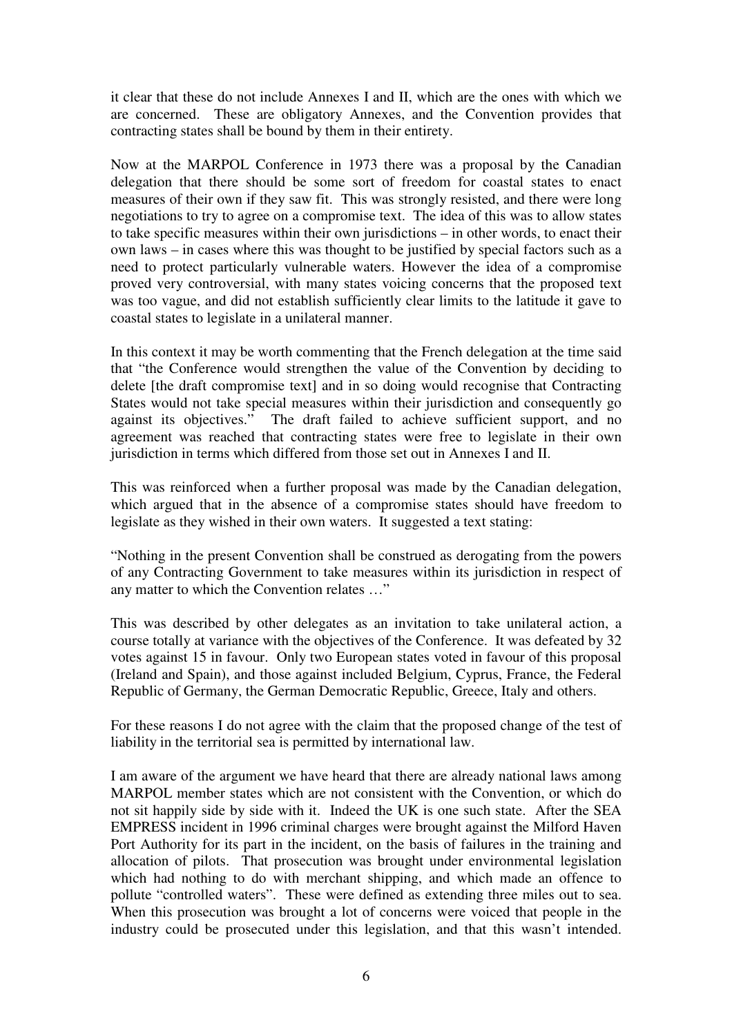it clear that these do not include Annexes I and II, which are the ones with which we are concerned. These are obligatory Annexes, and the Convention provides that contracting states shall be bound by them in their entirety.

Now at the MARPOL Conference in 1973 there was a proposal by the Canadian delegation that there should be some sort of freedom for coastal states to enact measures of their own if they saw fit. This was strongly resisted, and there were long negotiations to try to agree on a compromise text. The idea of this was to allow states to take specific measures within their own jurisdictions – in other words, to enact their own laws – in cases where this was thought to be justified by special factors such as a need to protect particularly vulnerable waters. However the idea of a compromise proved very controversial, with many states voicing concerns that the proposed text was too vague, and did not establish sufficiently clear limits to the latitude it gave to coastal states to legislate in a unilateral manner.

In this context it may be worth commenting that the French delegation at the time said that "the Conference would strengthen the value of the Convention by deciding to delete [the draft compromise text] and in so doing would recognise that Contracting States would not take special measures within their jurisdiction and consequently go against its objectives." The draft failed to achieve sufficient support, and no agreement was reached that contracting states were free to legislate in their own jurisdiction in terms which differed from those set out in Annexes I and II.

This was reinforced when a further proposal was made by the Canadian delegation, which argued that in the absence of a compromise states should have freedom to legislate as they wished in their own waters. It suggested a text stating:

"Nothing in the present Convention shall be construed as derogating from the powers of any Contracting Government to take measures within its jurisdiction in respect of any matter to which the Convention relates …"

This was described by other delegates as an invitation to take unilateral action, a course totally at variance with the objectives of the Conference. It was defeated by 32 votes against 15 in favour. Only two European states voted in favour of this proposal (Ireland and Spain), and those against included Belgium, Cyprus, France, the Federal Republic of Germany, the German Democratic Republic, Greece, Italy and others.

For these reasons I do not agree with the claim that the proposed change of the test of liability in the territorial sea is permitted by international law.

I am aware of the argument we have heard that there are already national laws among MARPOL member states which are not consistent with the Convention, or which do not sit happily side by side with it. Indeed the UK is one such state. After the SEA EMPRESS incident in 1996 criminal charges were brought against the Milford Haven Port Authority for its part in the incident, on the basis of failures in the training and allocation of pilots. That prosecution was brought under environmental legislation which had nothing to do with merchant shipping, and which made an offence to pollute "controlled waters". These were defined as extending three miles out to sea. When this prosecution was brought a lot of concerns were voiced that people in the industry could be prosecuted under this legislation, and that this wasn't intended.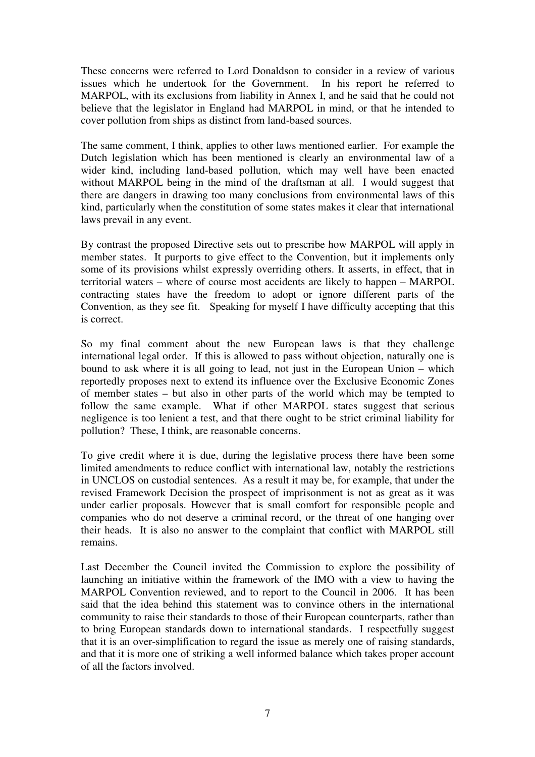These concerns were referred to Lord Donaldson to consider in a review of various issues which he undertook for the Government. In his report he referred to MARPOL, with its exclusions from liability in Annex I, and he said that he could not believe that the legislator in England had MARPOL in mind, or that he intended to cover pollution from ships as distinct from land-based sources.

The same comment, I think, applies to other laws mentioned earlier. For example the Dutch legislation which has been mentioned is clearly an environmental law of a wider kind, including land-based pollution, which may well have been enacted without MARPOL being in the mind of the draftsman at all. I would suggest that there are dangers in drawing too many conclusions from environmental laws of this kind, particularly when the constitution of some states makes it clear that international laws prevail in any event.

By contrast the proposed Directive sets out to prescribe how MARPOL will apply in member states. It purports to give effect to the Convention, but it implements only some of its provisions whilst expressly overriding others. It asserts, in effect, that in territorial waters – where of course most accidents are likely to happen – MARPOL contracting states have the freedom to adopt or ignore different parts of the Convention, as they see fit. Speaking for myself I have difficulty accepting that this is correct.

So my final comment about the new European laws is that they challenge international legal order. If this is allowed to pass without objection, naturally one is bound to ask where it is all going to lead, not just in the European Union – which reportedly proposes next to extend its influence over the Exclusive Economic Zones of member states – but also in other parts of the world which may be tempted to follow the same example. What if other MARPOL states suggest that serious negligence is too lenient a test, and that there ought to be strict criminal liability for pollution? These, I think, are reasonable concerns.

To give credit where it is due, during the legislative process there have been some limited amendments to reduce conflict with international law, notably the restrictions in UNCLOS on custodial sentences. As a result it may be, for example, that under the revised Framework Decision the prospect of imprisonment is not as great as it was under earlier proposals. However that is small comfort for responsible people and companies who do not deserve a criminal record, or the threat of one hanging over their heads. It is also no answer to the complaint that conflict with MARPOL still remains.

Last December the Council invited the Commission to explore the possibility of launching an initiative within the framework of the IMO with a view to having the MARPOL Convention reviewed, and to report to the Council in 2006. It has been said that the idea behind this statement was to convince others in the international community to raise their standards to those of their European counterparts, rather than to bring European standards down to international standards. I respectfully suggest that it is an over-simplification to regard the issue as merely one of raising standards, and that it is more one of striking a well informed balance which takes proper account of all the factors involved.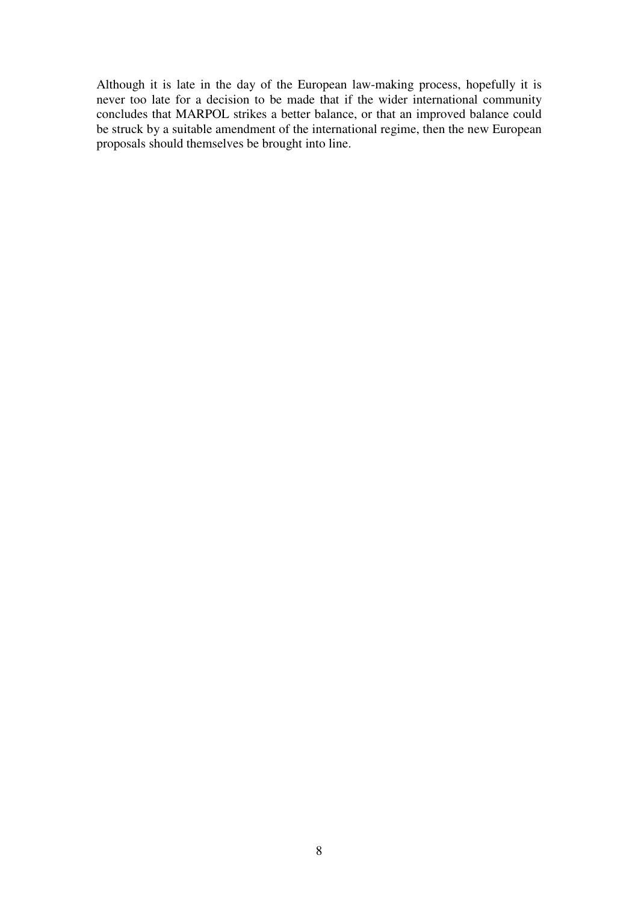Although it is late in the day of the European law-making process, hopefully it is never too late for a decision to be made that if the wider international community concludes that MARPOL strikes a better balance, or that an improved balance could be struck by a suitable amendment of the international regime, then the new European proposals should themselves be brought into line.